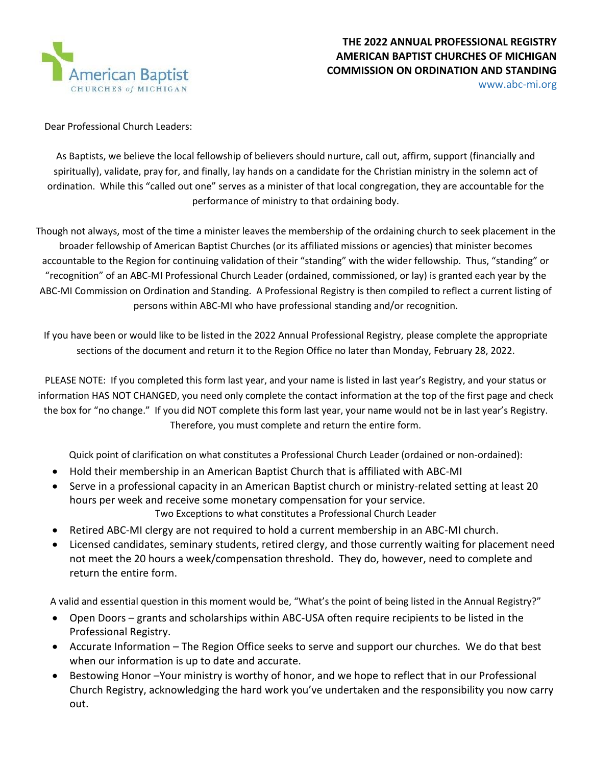American Baptist CHURCHES of MICHIGAN

# THE 2022 ANNUAL PROFESSIONAL REGISTRY
# AMERICAN BAPTIST CHURCHES OF MICHIGAN
# COMMISSION ON ORDINATION AND STANDING

www.abc-mi.org

Dear Professional Church Leaders:

As Baptists, we believe the local fellowship of believers should nurture, call out, affirm, support (financially and spiritually), validate, pray for, and finally, lay hands on a candidate for the Christian ministry in the solemn act of ordination. While this "called out one" serves as a minister of that local congregation, they are accountable for the performance of ministry to that ordaining body.

Though not always, most of the time a minister leaves the membership of the ordaining church to seek placement in the broader fellowship of American Baptist Churches (or its affiliated missions or agencies) that minister becomes accountable to the Region for continuing validation of their "standing" with the wider fellowship. Thus, "standing" or "recognition" of an ABC-MI Professional Church Leader (ordained, commissioned, or lay) is granted each year by the ABC-MI Commission on Ordination and Standing. A Professional Registry is then compiled to reflect a current listing of persons within ABC-MI who have professional standing and/or recognition.

If you have been or would like to be listed in the 2022 Annual Professional Registry, please complete the appropriate sections of the document and return it to the Region Office no later than Monday, February 28, 2022.

PLEASE NOTE: If you completed this form last year, and your name is listed in last year's Registry, and your status or information HAS NOT CHANGED, you need only complete the contact information at the top of the first page and check the box for "no change." If you did NOT complete this form last year, your name would not be in last year's Registry. Therefore, you must complete and return the entire form.

Quick point of clarification on what constitutes a Professional Church Leader (ordained or non-ordained):

- Hold their membership in an American Baptist Church that is affiliated with ABC-MI
- Serve in a professional capacity in an American Baptist church or ministry-related setting at least 20 hours per week and receive some monetary compensation for your service.

Two Exceptions to what constitutes a Professional Church Leader

- Retired ABC-MI clergy are not required to hold a current membership in an ABC-MI church.
- Licensed candidates, seminary students, retired clergy, and those currently waiting for placement need not meet the 20 hours a week/compensation threshold. They do, however, need to complete and return the entire form.

A valid and essential question in this moment would be, "What's the point of being listed in the Annual Registry?"

- Open Doors – grants and scholarships within ABC-USA often require recipients to be listed in the Professional Registry.
- Accurate Information – The Region Office seeks to serve and support our churches. We do that best when our information is up to date and accurate.
- Bestowing Honor –Your ministry is worthy of honor, and we hope to reflect that in our Professional Church Registry, acknowledging the hard work you've undertaken and the responsibility you now carry out.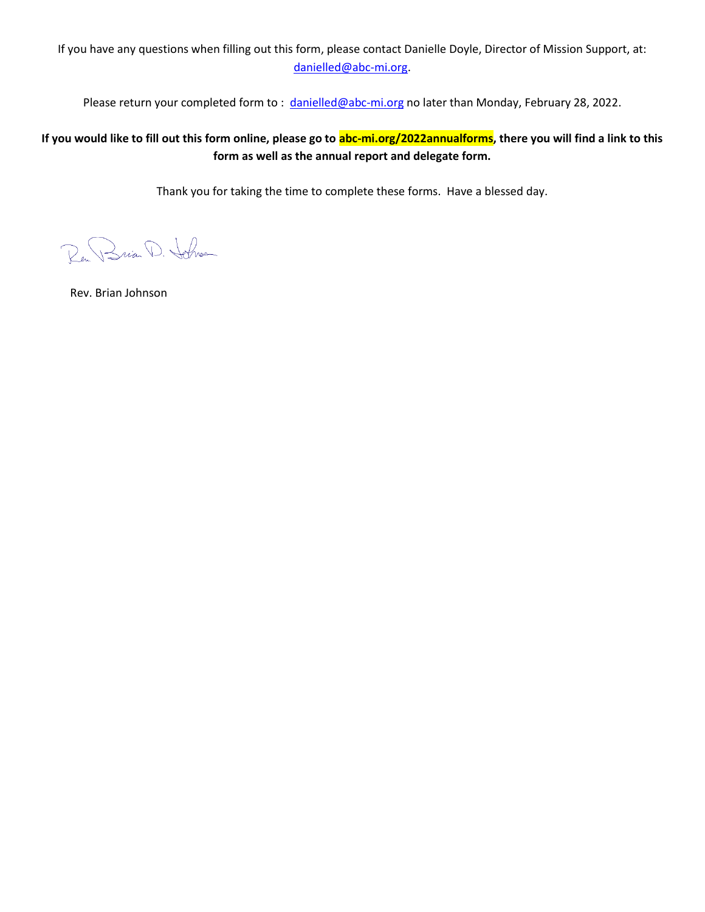If you have any questions when filling out this form, please contact Danielle Doyle, Director of Mission Support, at: danielled@abc-mi.org.

Please return your completed form to : danielled@abc-mi.org no later than Monday, February 28, 2022.

**If you would like to fill out this form online, please go to abc-mi.org/2022annualforms, there you will find a link to this form as well as the annual report and delegate form.**

Thank you for taking the time to complete these forms. Have a blessed day.

Rev. Brian D. Johnson

Rev. Brian Johnson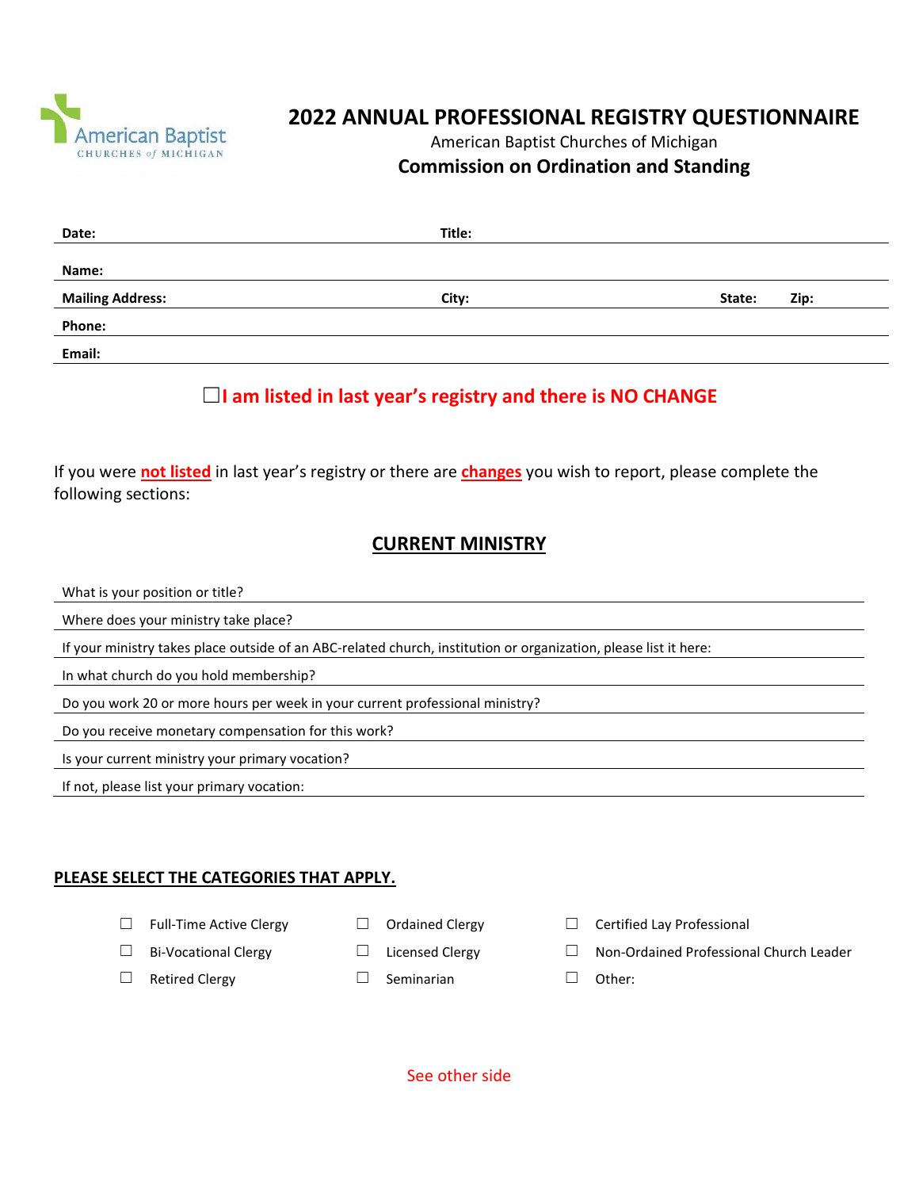American Baptist
CHURCHES *of* MICHIGAN

# 2022 ANNUAL PROFESSIONAL REGISTRY QUESTIONNAIRE

American Baptist Churches of Michigan

**Commission on Ordination and Standing**

**Date:** &nbsp;&nbsp;&nbsp;&nbsp;&nbsp;&nbsp;&nbsp;&nbsp; **Title:**

**Name:**

**Mailing Address:** &nbsp;&nbsp;&nbsp;&nbsp;&nbsp;&nbsp;&nbsp;&nbsp; **City:** &nbsp;&nbsp;&nbsp;&nbsp;&nbsp;&nbsp;&nbsp;&nbsp; **State:** &nbsp;&nbsp;&nbsp;&nbsp; **Zip:**

**Phone:**

**Email:**

☐ **I am listed in last year's registry and there is NO CHANGE**

If you were **not listed** in last year's registry or there are **changes** you wish to report, please complete the following sections:

## CURRENT MINISTRY

What is your position or title?

Where does your ministry take place?

If your ministry takes place outside of an ABC-related church, institution or organization, please list it here:

In what church do you hold membership?

Do you work 20 or more hours per week in your current professional ministry?

Do you receive monetary compensation for this work?

Is your current ministry your primary vocation?

If not, please list your primary vocation:

### PLEASE SELECT THE CATEGORIES THAT APPLY.

| | | |
|---|---|---|
| ☐ Full-Time Active Clergy | ☐ Ordained Clergy | ☐ Certified Lay Professional |
| ☐ Bi-Vocational Clergy | ☐ Licensed Clergy | ☐ Non-Ordained Professional Church Leader |
| ☐ Retired Clergy | ☐ Seminarian | ☐ Other: |

See other side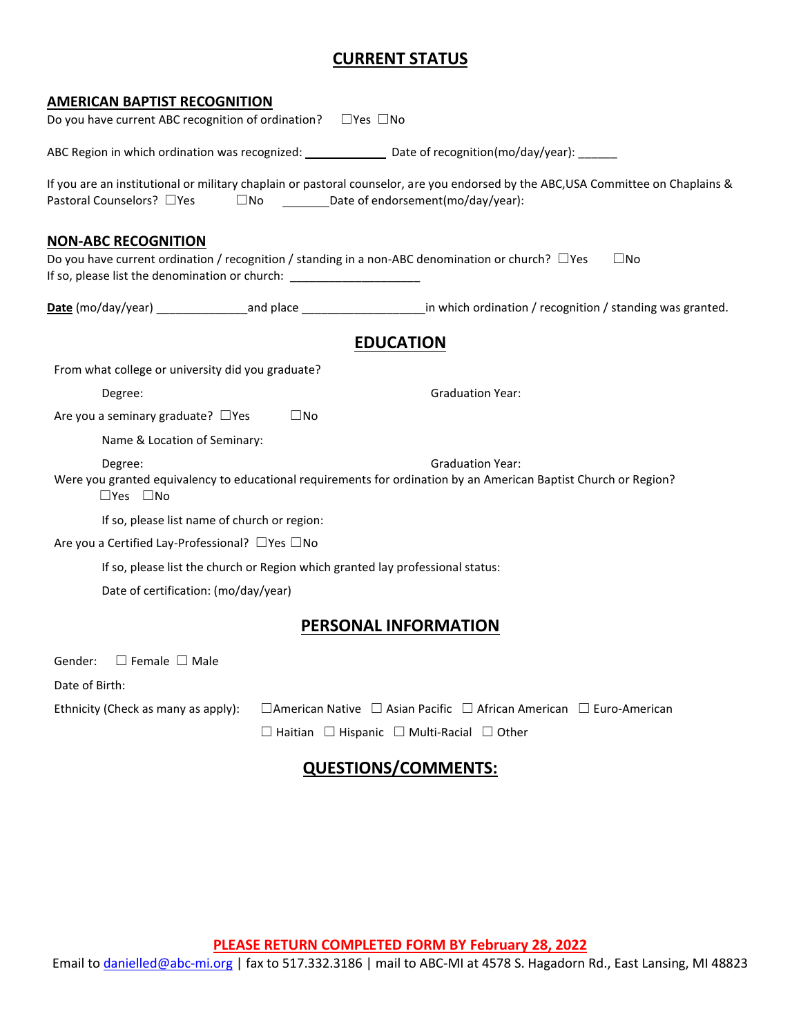# CURRENT STATUS

## AMERICAN BAPTIST RECOGNITION

Do you have current ABC recognition of ordination? ☐Yes ☐No

ABC Region in which ordination was recognized: ____________ Date of recognition(mo/day/year): ______

If you are an institutional or military chaplain or pastoral counselor, are you endorsed by the ABC,USA Committee on Chaplains & Pastoral Counselors? ☐Yes ☐No ________Date of endorsement(mo/day/year):

## NON-ABC RECOGNITION

Do you have current ordination / recognition / standing in a non-ABC denomination or church? ☐Yes ☐No
If so, please list the denomination or church: ____________________

**Date** (mo/day/year) ______________and place __________________in which ordination / recognition / standing was granted.

# EDUCATION

From what college or university did you graduate?

Degree: Graduation Year:

Are you a seminary graduate? ☐Yes ☐No

Name & Location of Seminary:

Degree: Graduation Year:

Were you granted equivalency to educational requirements for ordination by an American Baptist Church or Region?
☐Yes ☐No

If so, please list name of church or region:

Are you a Certified Lay-Professional? ☐Yes ☐No

If so, please list the church or Region which granted lay professional status:

Date of certification: (mo/day/year)

# PERSONAL INFORMATION

Gender: ☐ Female ☐ Male

Date of Birth:

Ethnicity (Check as many as apply): ☐American Native ☐ Asian Pacific ☐ African American ☐ Euro-American
☐ Haitian ☐ Hispanic ☐ Multi-Racial ☐ Other

# QUESTIONS/COMMENTS:

**PLEASE RETURN COMPLETED FORM BY February 28, 2022**

Email to danielled@abc-mi.org | fax to 517.332.3186 | mail to ABC-MI at 4578 S. Hagadorn Rd., East Lansing, MI 48823